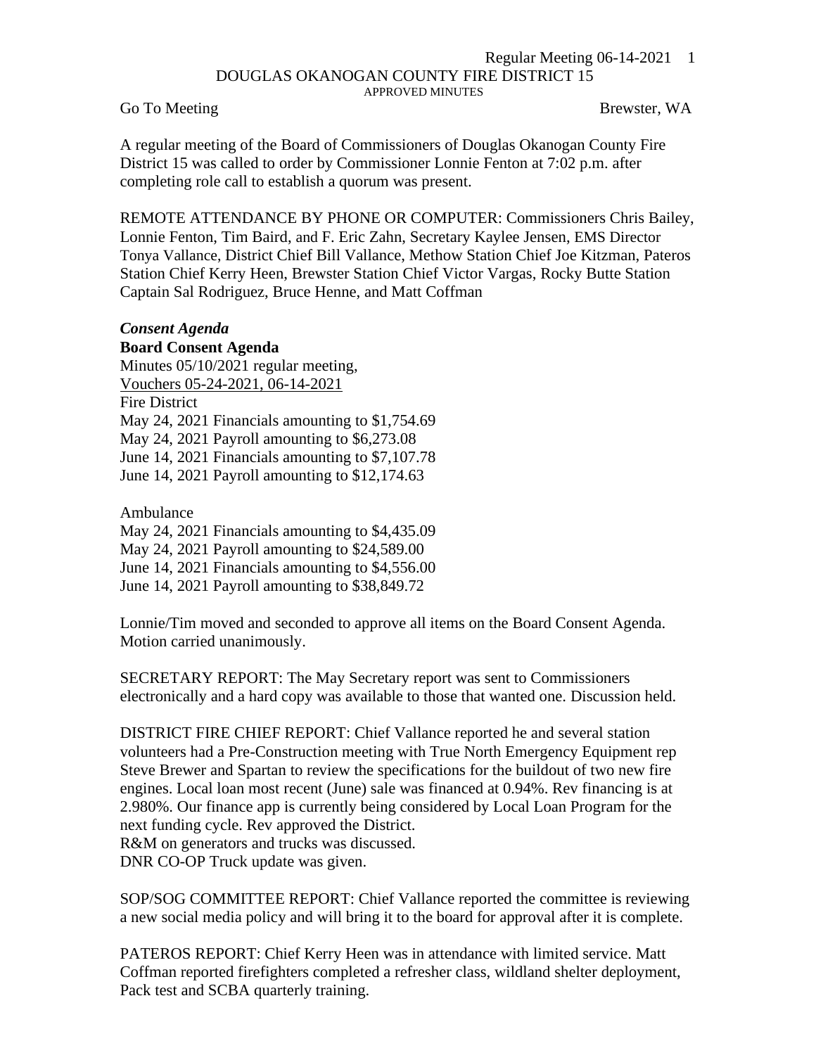# DOUGLAS OKANOGAN COUNTY FIRE DISTRICT 15

APPROVED MINUTES

Go To Meeting Brewster, WA

A regular meeting of the Board of Commissioners of Douglas Okanogan County Fire District 15 was called to order by Commissioner Lonnie Fenton at 7:02 p.m. after completing role call to establish a quorum was present.

REMOTE ATTENDANCE BY PHONE OR COMPUTER: Commissioners Chris Bailey, Lonnie Fenton, Tim Baird, and F. Eric Zahn, Secretary Kaylee Jensen, EMS Director Tonya Vallance, District Chief Bill Vallance, Methow Station Chief Joe Kitzman, Pateros Station Chief Kerry Heen, Brewster Station Chief Victor Vargas, Rocky Butte Station Captain Sal Rodriguez, Bruce Henne, and Matt Coffman

***Consent Agenda***

**Board Consent Agenda**

Minutes 05/10/2021 regular meeting,
Vouchers 05-24-2021, 06-14-2021
Fire District
May 24, 2021 Financials amounting to $1,754.69
May 24, 2021 Payroll amounting to $6,273.08
June 14, 2021 Financials amounting to $7,107.78
June 14, 2021 Payroll amounting to $12,174.63

Ambulance
May 24, 2021 Financials amounting to $4,435.09
May 24, 2021 Payroll amounting to $24,589.00
June 14, 2021 Financials amounting to $4,556.00
June 14, 2021 Payroll amounting to $38,849.72

Lonnie/Tim moved and seconded to approve all items on the Board Consent Agenda. Motion carried unanimously.

SECRETARY REPORT: The May Secretary report was sent to Commissioners electronically and a hard copy was available to those that wanted one. Discussion held.

DISTRICT FIRE CHIEF REPORT: Chief Vallance reported he and several station volunteers had a Pre-Construction meeting with True North Emergency Equipment rep Steve Brewer and Spartan to review the specifications for the buildout of two new fire engines. Local loan most recent (June) sale was financed at 0.94%. Rev financing is at 2.980%. Our finance app is currently being considered by Local Loan Program for the next funding cycle. Rev approved the District.
R&M on generators and trucks was discussed.
DNR CO-OP Truck update was given.

SOP/SOG COMMITTEE REPORT: Chief Vallance reported the committee is reviewing a new social media policy and will bring it to the board for approval after it is complete.

PATEROS REPORT: Chief Kerry Heen was in attendance with limited service. Matt Coffman reported firefighters completed a refresher class, wildland shelter deployment, Pack test and SCBA quarterly training.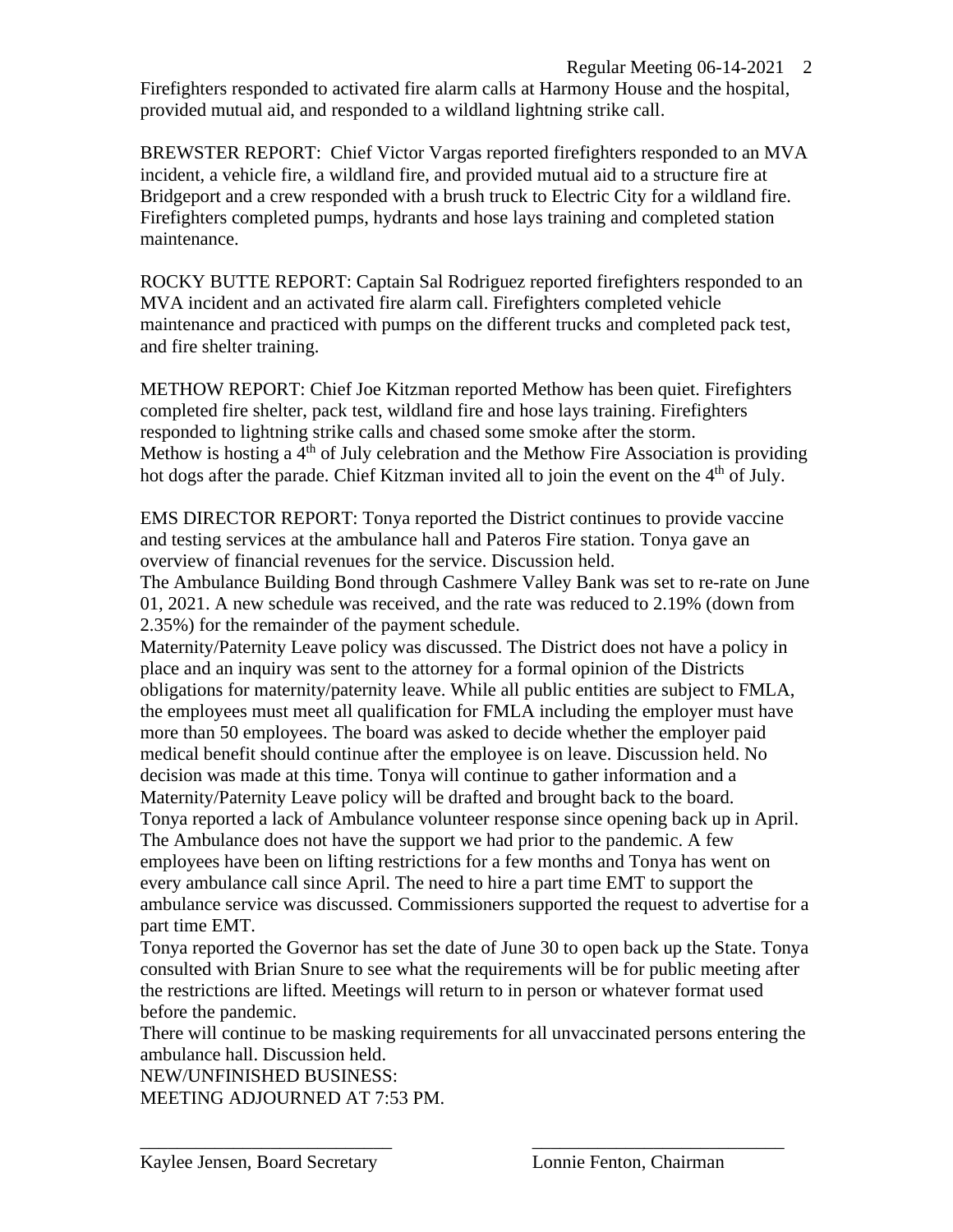Firefighters responded to activated fire alarm calls at Harmony House and the hospital, provided mutual aid, and responded to a wildland lightning strike call.

BREWSTER REPORT: Chief Victor Vargas reported firefighters responded to an MVA incident, a vehicle fire, a wildland fire, and provided mutual aid to a structure fire at Bridgeport and a crew responded with a brush truck to Electric City for a wildland fire. Firefighters completed pumps, hydrants and hose lays training and completed station maintenance.

ROCKY BUTTE REPORT: Captain Sal Rodriguez reported firefighters responded to an MVA incident and an activated fire alarm call. Firefighters completed vehicle maintenance and practiced with pumps on the different trucks and completed pack test, and fire shelter training.

METHOW REPORT: Chief Joe Kitzman reported Methow has been quiet. Firefighters completed fire shelter, pack test, wildland fire and hose lays training. Firefighters responded to lightning strike calls and chased some smoke after the storm.
Methow is hosting a 4th of July celebration and the Methow Fire Association is providing hot dogs after the parade. Chief Kitzman invited all to join the event on the 4th of July.

EMS DIRECTOR REPORT: Tonya reported the District continues to provide vaccine and testing services at the ambulance hall and Pateros Fire station. Tonya gave an overview of financial revenues for the service. Discussion held.
The Ambulance Building Bond through Cashmere Valley Bank was set to re-rate on June 01, 2021. A new schedule was received, and the rate was reduced to 2.19% (down from 2.35%) for the remainder of the payment schedule.
Maternity/Paternity Leave policy was discussed. The District does not have a policy in place and an inquiry was sent to the attorney for a formal opinion of the Districts obligations for maternity/paternity leave. While all public entities are subject to FMLA, the employees must meet all qualification for FMLA including the employer must have more than 50 employees. The board was asked to decide whether the employer paid medical benefit should continue after the employee is on leave. Discussion held. No decision was made at this time. Tonya will continue to gather information and a Maternity/Paternity Leave policy will be drafted and brought back to the board.
Tonya reported a lack of Ambulance volunteer response since opening back up in April. The Ambulance does not have the support we had prior to the pandemic. A few employees have been on lifting restrictions for a few months and Tonya has went on every ambulance call since April. The need to hire a part time EMT to support the ambulance service was discussed. Commissioners supported the request to advertise for a part time EMT.
Tonya reported the Governor has set the date of June 30 to open back up the State. Tonya consulted with Brian Snure to see what the requirements will be for public meeting after the restrictions are lifted. Meetings will return to in person or whatever format used before the pandemic.
There will continue to be masking requirements for all unvaccinated persons entering the ambulance hall. Discussion held.
NEW/UNFINISHED BUSINESS:
MEETING ADJOURNED AT 7:53 PM.

\_\_\_\_\_\_\_\_\_\_\_\_\_\_\_\_\_\_\_\_\_\_\_\_\_\_\_ \_\_\_\_\_\_\_\_\_\_\_\_\_\_\_\_\_\_\_\_\_\_\_\_\_\_\_

Kaylee Jensen, Board Secretary Lonnie Fenton, Chairman